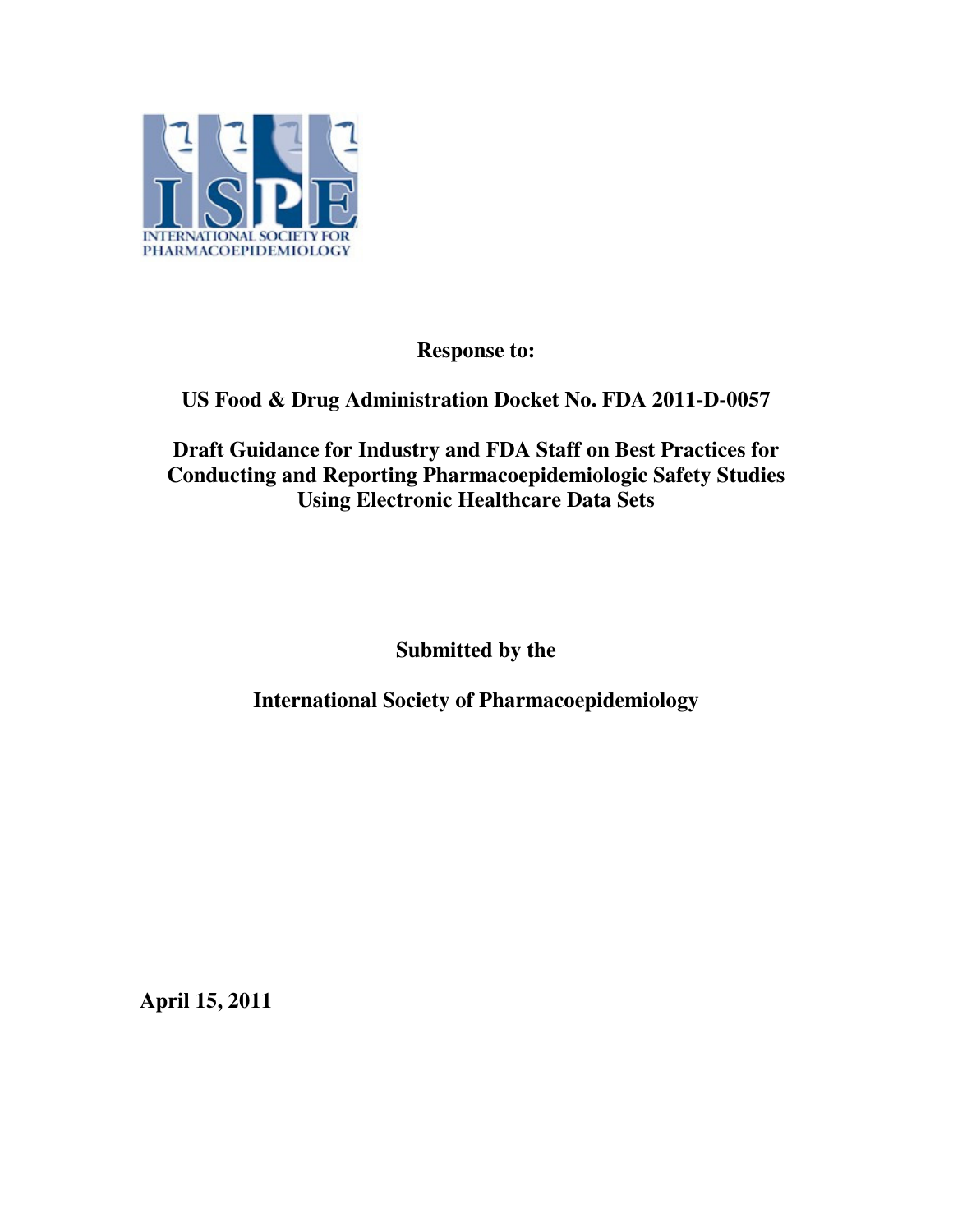INTERNATIONAL SOCIETY FOR PHARMACOEPIDEMIOLOGY

**Response to:**

**US Food & Drug Administration Docket No. FDA 2011-D-0057**

**Draft Guidance for Industry and FDA Staff on Best Practices for Conducting and Reporting Pharmacoepidemiologic Safety Studies Using Electronic Healthcare Data Sets**

**Submitted by the**

**International Society of Pharmacoepidemiology**

**April 15, 2011**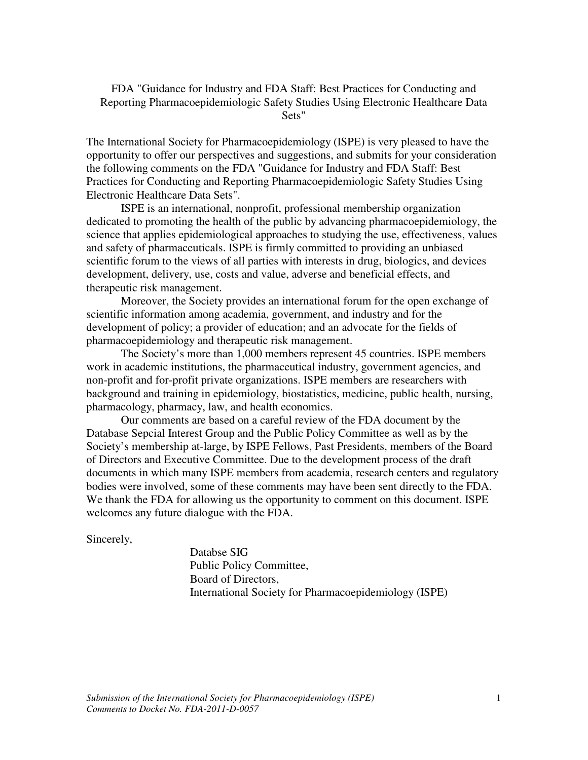FDA "Guidance for Industry and FDA Staff: Best Practices for Conducting and Reporting Pharmacoepidemiologic Safety Studies Using Electronic Healthcare Data Sets"

The International Society for Pharmacoepidemiology (ISPE) is very pleased to have the opportunity to offer our perspectives and suggestions, and submits for your consideration the following comments on the FDA "Guidance for Industry and FDA Staff: Best Practices for Conducting and Reporting Pharmacoepidemiologic Safety Studies Using Electronic Healthcare Data Sets".

ISPE is an international, nonprofit, professional membership organization dedicated to promoting the health of the public by advancing pharmacoepidemiology, the science that applies epidemiological approaches to studying the use, effectiveness, values and safety of pharmaceuticals. ISPE is firmly committed to providing an unbiased scientific forum to the views of all parties with interests in drug, biologics, and devices development, delivery, use, costs and value, adverse and beneficial effects, and therapeutic risk management.

Moreover, the Society provides an international forum for the open exchange of scientific information among academia, government, and industry and for the development of policy; a provider of education; and an advocate for the fields of pharmacoepidemiology and therapeutic risk management.

The Society's more than 1,000 members represent 45 countries. ISPE members work in academic institutions, the pharmaceutical industry, government agencies, and non-profit and for-profit private organizations. ISPE members are researchers with background and training in epidemiology, biostatistics, medicine, public health, nursing, pharmacology, pharmacy, law, and health economics.

Our comments are based on a careful review of the FDA document by the Database Sepcial Interest Group and the Public Policy Committee as well as by the Society's membership at-large, by ISPE Fellows, Past Presidents, members of the Board of Directors and Executive Committee. Due to the development process of the draft documents in which many ISPE members from academia, research centers and regulatory bodies were involved, some of these comments may have been sent directly to the FDA. We thank the FDA for allowing us the opportunity to comment on this document. ISPE welcomes any future dialogue with the FDA.

Sincerely,

Databse SIG
Public Policy Committee,
Board of Directors,
International Society for Pharmacoepidemiology (ISPE)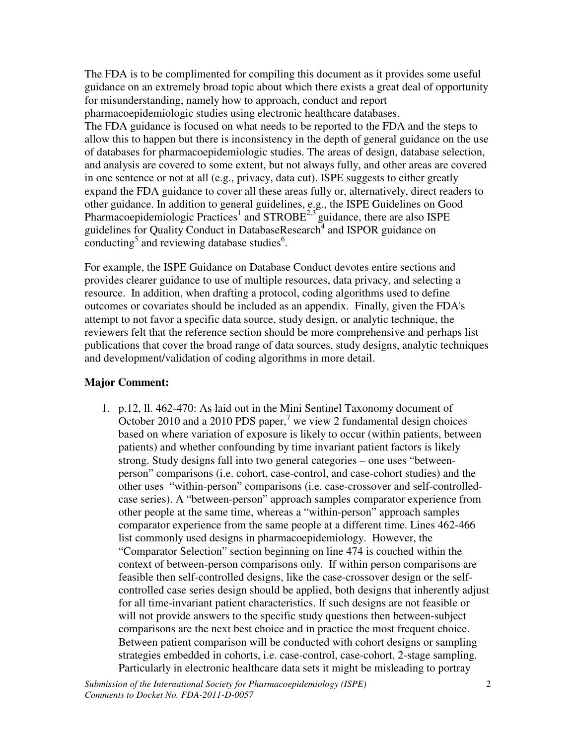The FDA is to be complimented for compiling this document as it provides some useful guidance on an extremely broad topic about which there exists a great deal of opportunity for misunderstanding, namely how to approach, conduct and report pharmacoepidemiologic studies using electronic healthcare databases.
The FDA guidance is focused on what needs to be reported to the FDA and the steps to allow this to happen but there is inconsistency in the depth of general guidance on the use of databases for pharmacoepidemiologic studies. The areas of design, database selection, and analysis are covered to some extent, but not always fully, and other areas are covered in one sentence or not at all (e.g., privacy, data cut). ISPE suggests to either greatly expand the FDA guidance to cover all these areas fully or, alternatively, direct readers to other guidance. In addition to general guidelines, e.g., the ISPE Guidelines on Good Pharmacoepidemiologic Practices[1] and STROBE[2,3] guidance, there are also ISPE guidelines for Quality Conduct in DatabaseResearch[4] and ISPOR guidance on conducting[5] and reviewing database studies[6].

For example, the ISPE Guidance on Database Conduct devotes entire sections and provides clearer guidance to use of multiple resources, data privacy, and selecting a resource. In addition, when drafting a protocol, coding algorithms used to define outcomes or covariates should be included as an appendix. Finally, given the FDA's attempt to not favor a specific data source, study design, or analytic technique, the reviewers felt that the reference section should be more comprehensive and perhaps list publications that cover the broad range of data sources, study designs, analytic techniques and development/validation of coding algorithms in more detail.

**Major Comment:**

1. p.12, ll. 462-470: As laid out in the Mini Sentinel Taxonomy document of October 2010 and a 2010 PDS paper,[7] we view 2 fundamental design choices based on where variation of exposure is likely to occur (within patients, between patients) and whether confounding by time invariant patient factors is likely strong. Study designs fall into two general categories – one uses "between-person" comparisons (i.e. cohort, case-control, and case-cohort studies) and the other uses "within-person" comparisons (i.e. case-crossover and self-controlled-case series). A "between-person" approach samples comparator experience from other people at the same time, whereas a "within-person" approach samples comparator experience from the same people at a different time. Lines 462-466 list commonly used designs in pharmacoepidemiology. However, the "Comparator Selection" section beginning on line 474 is couched within the context of between-person comparisons only. If within person comparisons are feasible then self-controlled designs, like the case-crossover design or the self-controlled case series design should be applied, both designs that inherently adjust for all time-invariant patient characteristics. If such designs are not feasible or will not provide answers to the specific study questions then between-subject comparisons are the next best choice and in practice the most frequent choice. Between patient comparison will be conducted with cohort designs or sampling strategies embedded in cohorts, i.e. case-control, case-cohort, 2-stage sampling. Particularly in electronic healthcare data sets it might be misleading to portray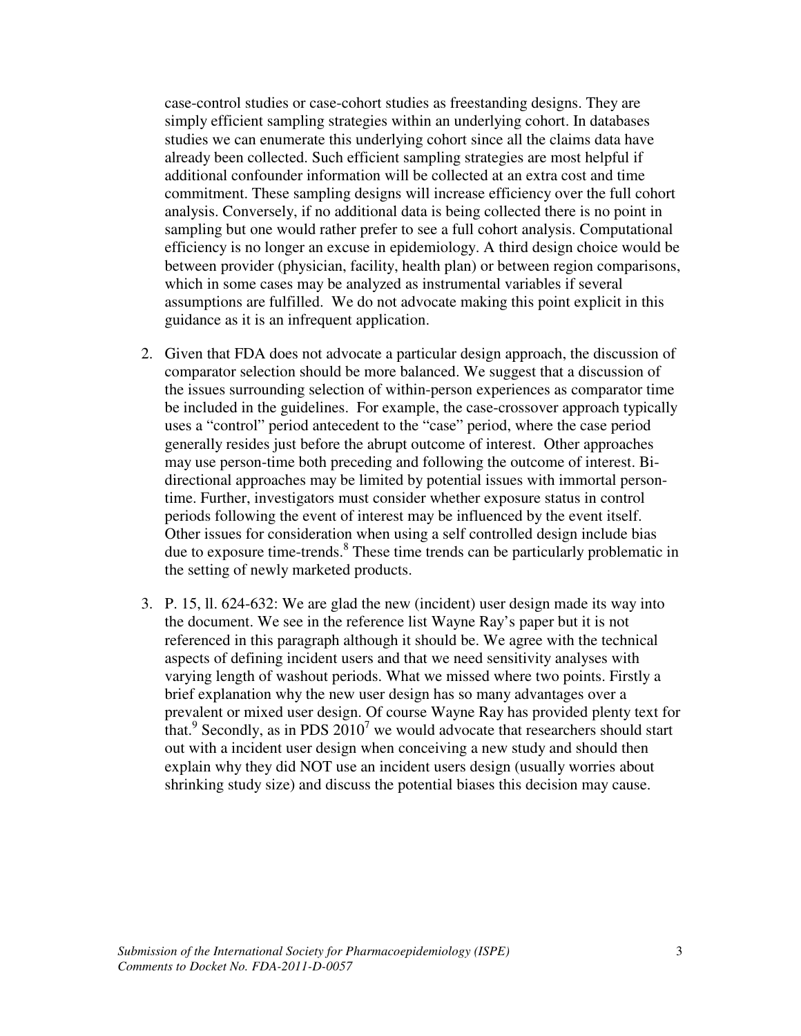case-control studies or case-cohort studies as freestanding designs. They are simply efficient sampling strategies within an underlying cohort. In databases studies we can enumerate this underlying cohort since all the claims data have already been collected. Such efficient sampling strategies are most helpful if additional confounder information will be collected at an extra cost and time commitment. These sampling designs will increase efficiency over the full cohort analysis. Conversely, if no additional data is being collected there is no point in sampling but one would rather prefer to see a full cohort analysis. Computational efficiency is no longer an excuse in epidemiology. A third design choice would be between provider (physician, facility, health plan) or between region comparisons, which in some cases may be analyzed as instrumental variables if several assumptions are fulfilled. We do not advocate making this point explicit in this guidance as it is an infrequent application.

2. Given that FDA does not advocate a particular design approach, the discussion of comparator selection should be more balanced. We suggest that a discussion of the issues surrounding selection of within-person experiences as comparator time be included in the guidelines. For example, the case-crossover approach typically uses a "control" period antecedent to the "case" period, where the case period generally resides just before the abrupt outcome of interest. Other approaches may use person-time both preceding and following the outcome of interest. Bi-directional approaches may be limited by potential issues with immortal person-time. Further, investigators must consider whether exposure status in control periods following the event of interest may be influenced by the event itself. Other issues for consideration when using a self controlled design include bias due to exposure time-trends.[8] These time trends can be particularly problematic in the setting of newly marketed products.

3. P. 15, ll. 624-632: We are glad the new (incident) user design made its way into the document. We see in the reference list Wayne Ray's paper but it is not referenced in this paragraph although it should be. We agree with the technical aspects of defining incident users and that we need sensitivity analyses with varying length of washout periods. What we missed where two points. Firstly a brief explanation why the new user design has so many advantages over a prevalent or mixed user design. Of course Wayne Ray has provided plenty text for that.[9] Secondly, as in PDS 2010[7] we would advocate that researchers should start out with a incident user design when conceiving a new study and should then explain why they did NOT use an incident users design (usually worries about shrinking study size) and discuss the potential biases this decision may cause.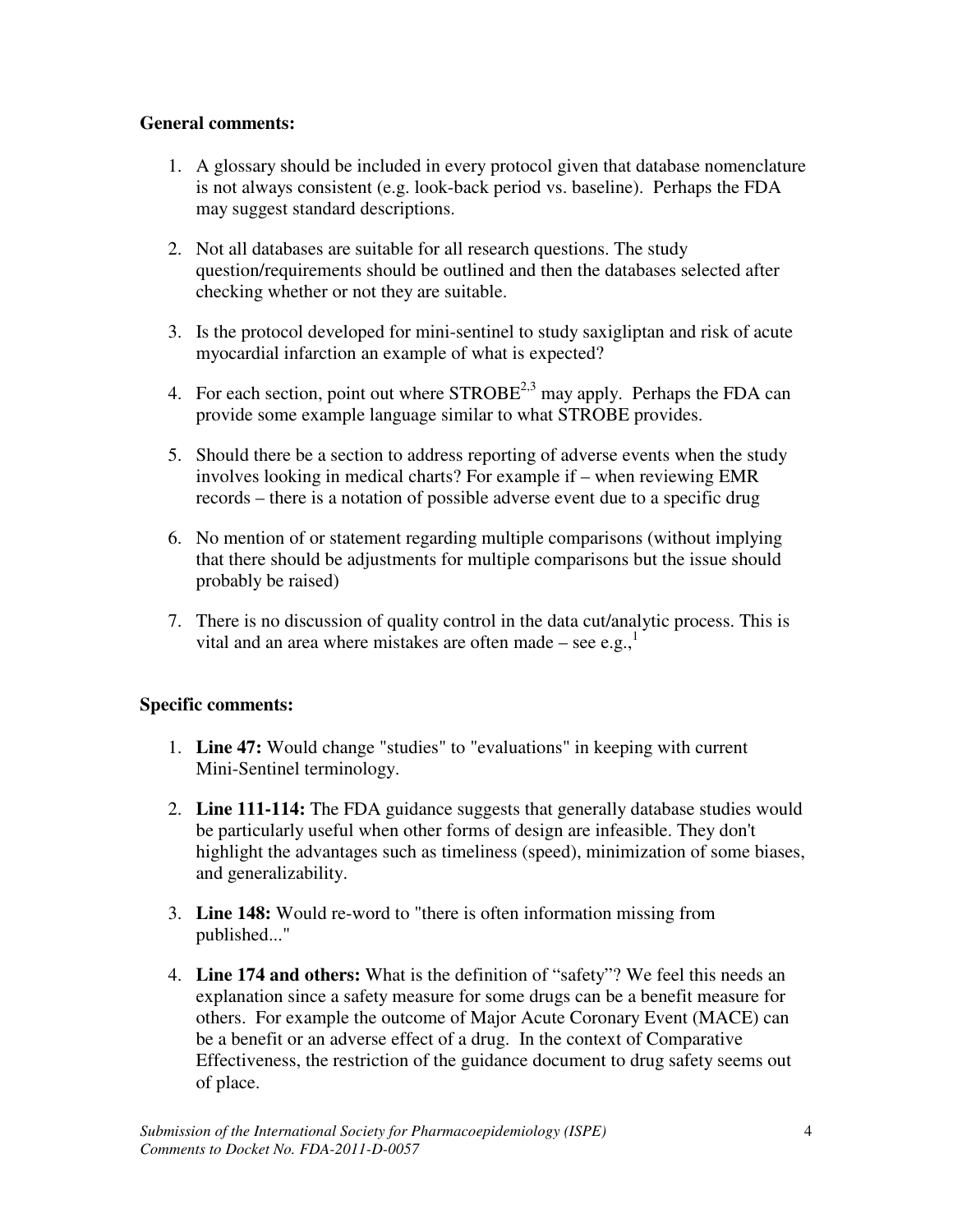**General comments:**

1. A glossary should be included in every protocol given that database nomenclature is not always consistent (e.g. look-back period vs. baseline). Perhaps the FDA may suggest standard descriptions.

2. Not all databases are suitable for all research questions. The study question/requirements should be outlined and then the databases selected after checking whether or not they are suitable.

3. Is the protocol developed for mini-sentinel to study saxigliptan and risk of acute myocardial infarction an example of what is expected?

4. For each section, point out where STROBE[2,3] may apply. Perhaps the FDA can provide some example language similar to what STROBE provides.

5. Should there be a section to address reporting of adverse events when the study involves looking in medical charts? For example if – when reviewing EMR records – there is a notation of possible adverse event due to a specific drug

6. No mention of or statement regarding multiple comparisons (without implying that there should be adjustments for multiple comparisons but the issue should probably be raised)

7. There is no discussion of quality control in the data cut/analytic process. This is vital and an area where mistakes are often made – see e.g.,[1]

**Specific comments:**

1. **Line 47:** Would change "studies" to "evaluations" in keeping with current Mini-Sentinel terminology.

2. **Line 111-114:** The FDA guidance suggests that generally database studies would be particularly useful when other forms of design are infeasible. They don't highlight the advantages such as timeliness (speed), minimization of some biases, and generalizability.

3. **Line 148:** Would re-word to "there is often information missing from published..."

4. **Line 174 and others:** What is the definition of "safety"? We feel this needs an explanation since a safety measure for some drugs can be a benefit measure for others. For example the outcome of Major Acute Coronary Event (MACE) can be a benefit or an adverse effect of a drug. In the context of Comparative Effectiveness, the restriction of the guidance document to drug safety seems out of place.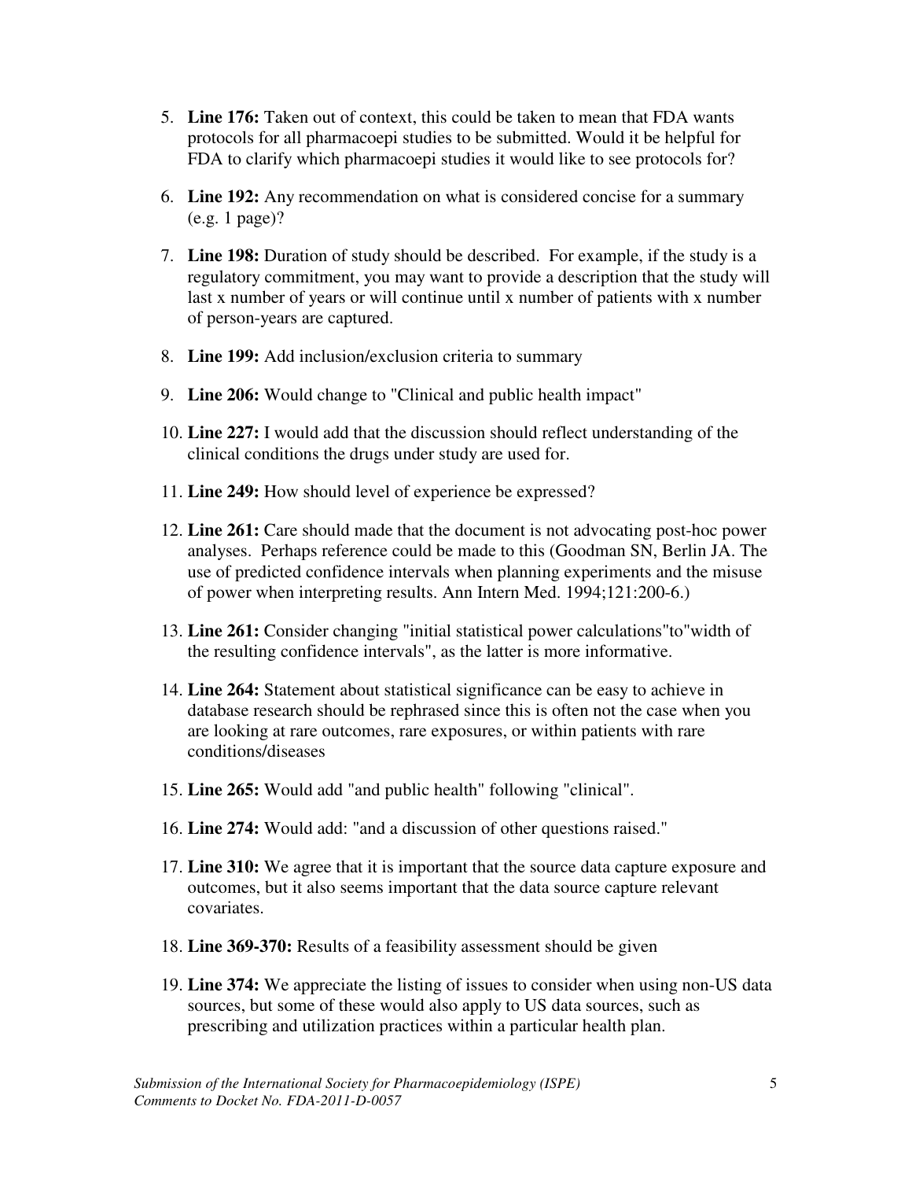5. **Line 176:** Taken out of context, this could be taken to mean that FDA wants protocols for all pharmacoepi studies to be submitted. Would it be helpful for FDA to clarify which pharmacoepi studies it would like to see protocols for?

6. **Line 192:** Any recommendation on what is considered concise for a summary (e.g. 1 page)?

7. **Line 198:** Duration of study should be described. For example, if the study is a regulatory commitment, you may want to provide a description that the study will last x number of years or will continue until x number of patients with x number of person-years are captured.

8. **Line 199:** Add inclusion/exclusion criteria to summary

9. **Line 206:** Would change to "Clinical and public health impact"

10. **Line 227:** I would add that the discussion should reflect understanding of the clinical conditions the drugs under study are used for.

11. **Line 249:** How should level of experience be expressed?

12. **Line 261:** Care should made that the document is not advocating post-hoc power analyses. Perhaps reference could be made to this (Goodman SN, Berlin JA. The use of predicted confidence intervals when planning experiments and the misuse of power when interpreting results. Ann Intern Med. 1994;121:200-6.)

13. **Line 261:** Consider changing "initial statistical power calculations"to"width of the resulting confidence intervals", as the latter is more informative.

14. **Line 264:** Statement about statistical significance can be easy to achieve in database research should be rephrased since this is often not the case when you are looking at rare outcomes, rare exposures, or within patients with rare conditions/diseases

15. **Line 265:** Would add "and public health" following "clinical".

16. **Line 274:** Would add: "and a discussion of other questions raised."

17. **Line 310:** We agree that it is important that the source data capture exposure and outcomes, but it also seems important that the data source capture relevant covariates.

18. **Line 369-370:** Results of a feasibility assessment should be given

19. **Line 374:** We appreciate the listing of issues to consider when using non-US data sources, but some of these would also apply to US data sources, such as prescribing and utilization practices within a particular health plan.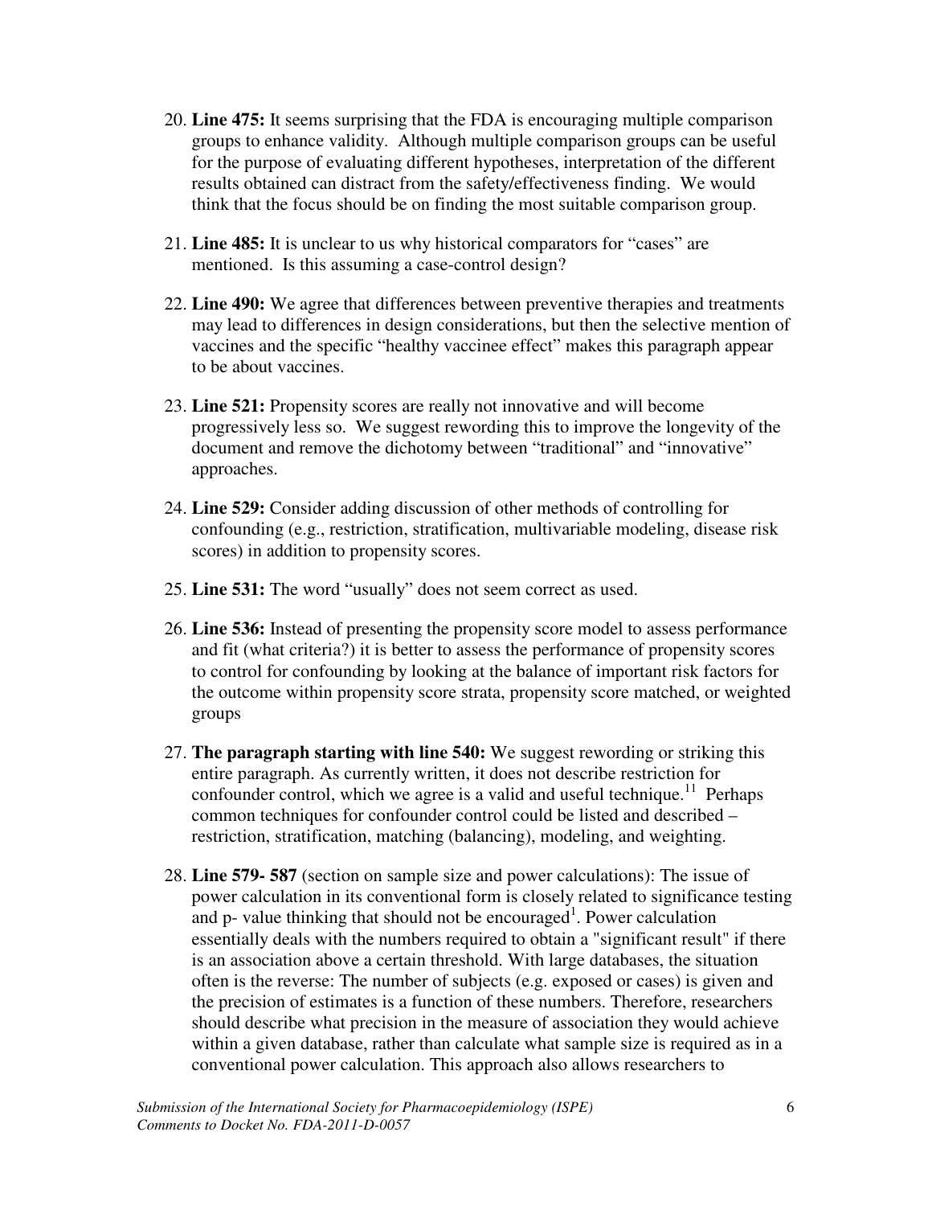20. **Line 475:** It seems surprising that the FDA is encouraging multiple comparison groups to enhance validity. Although multiple comparison groups can be useful for the purpose of evaluating different hypotheses, interpretation of the different results obtained can distract from the safety/effectiveness finding. We would think that the focus should be on finding the most suitable comparison group.

21. **Line 485:** It is unclear to us why historical comparators for "cases" are mentioned. Is this assuming a case-control design?

22. **Line 490:** We agree that differences between preventive therapies and treatments may lead to differences in design considerations, but then the selective mention of vaccines and the specific "healthy vaccinee effect" makes this paragraph appear to be about vaccines.

23. **Line 521:** Propensity scores are really not innovative and will become progressively less so. We suggest rewording this to improve the longevity of the document and remove the dichotomy between "traditional" and "innovative" approaches.

24. **Line 529:** Consider adding discussion of other methods of controlling for confounding (e.g., restriction, stratification, multivariable modeling, disease risk scores) in addition to propensity scores.

25. **Line 531:** The word "usually" does not seem correct as used.

26. **Line 536:** Instead of presenting the propensity score model to assess performance and fit (what criteria?) it is better to assess the performance of propensity scores to control for confounding by looking at the balance of important risk factors for the outcome within propensity score strata, propensity score matched, or weighted groups

27. **The paragraph starting with line 540:** We suggest rewording or striking this entire paragraph. As currently written, it does not describe restriction for confounder control, which we agree is a valid and useful technique.[11] Perhaps common techniques for confounder control could be listed and described – restriction, stratification, matching (balancing), modeling, and weighting.

28. **Line 579- 587** (section on sample size and power calculations): The issue of power calculation in its conventional form is closely related to significance testing and p- value thinking that should not be encouraged[1]. Power calculation essentially deals with the numbers required to obtain a "significant result" if there is an association above a certain threshold. With large databases, the situation often is the reverse: The number of subjects (e.g. exposed or cases) is given and the precision of estimates is a function of these numbers. Therefore, researchers should describe what precision in the measure of association they would achieve within a given database, rather than calculate what sample size is required as in a conventional power calculation. This approach also allows researchers to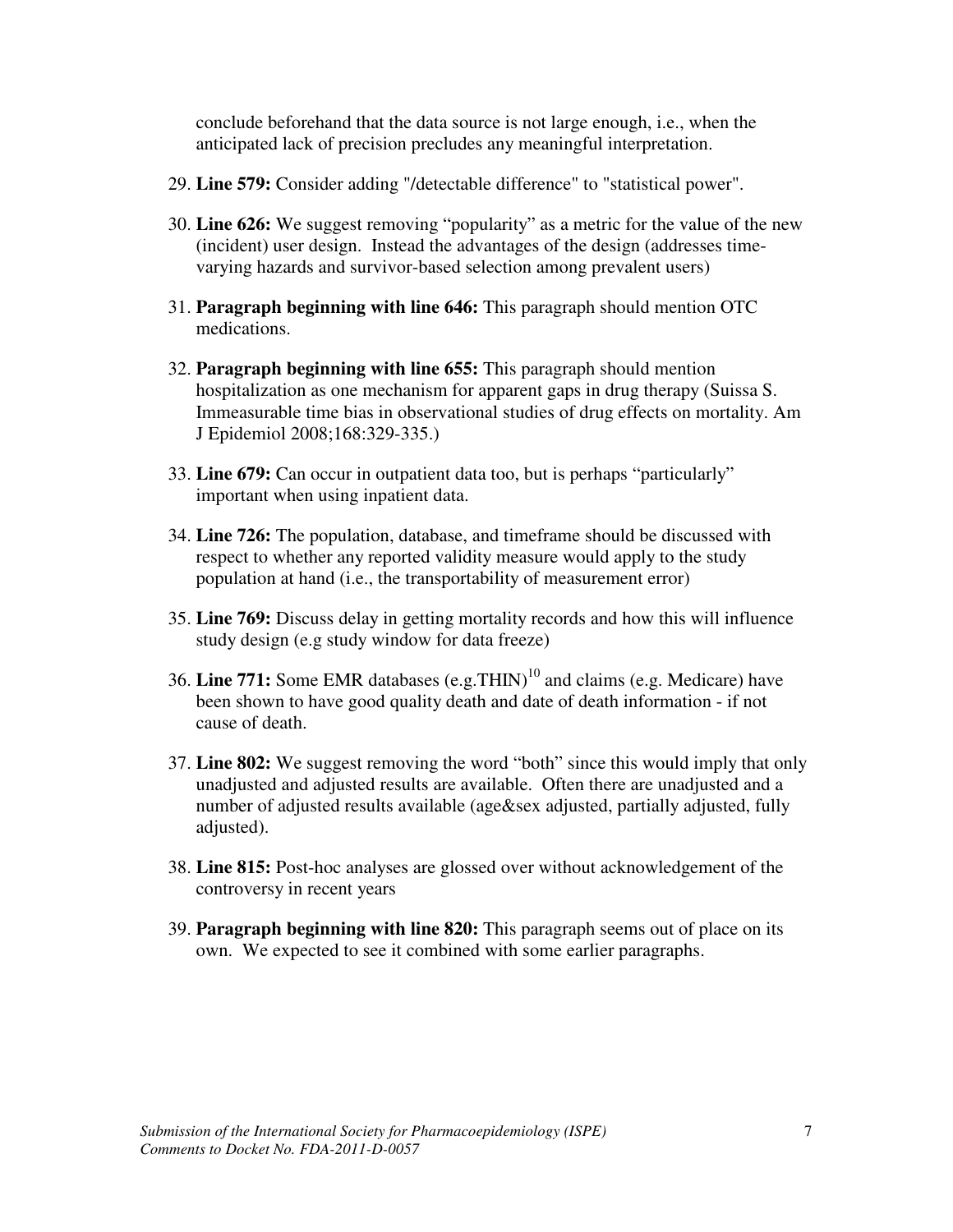conclude beforehand that the data source is not large enough, i.e., when the anticipated lack of precision precludes any meaningful interpretation.

29. **Line 579:** Consider adding "/detectable difference" to "statistical power".

30. **Line 626:** We suggest removing "popularity" as a metric for the value of the new (incident) user design. Instead the advantages of the design (addresses time-varying hazards and survivor-based selection among prevalent users)

31. **Paragraph beginning with line 646:** This paragraph should mention OTC medications.

32. **Paragraph beginning with line 655:** This paragraph should mention hospitalization as one mechanism for apparent gaps in drug therapy (Suissa S. Immeasurable time bias in observational studies of drug effects on mortality. Am J Epidemiol 2008;168:329-335.)

33. **Line 679:** Can occur in outpatient data too, but is perhaps "particularly" important when using inpatient data.

34. **Line 726:** The population, database, and timeframe should be discussed with respect to whether any reported validity measure would apply to the study population at hand (i.e., the transportability of measurement error)

35. **Line 769:** Discuss delay in getting mortality records and how this will influence study design (e.g study window for data freeze)

36. **Line 771:** Some EMR databases (e.g.THIN)[10] and claims (e.g. Medicare) have been shown to have good quality death and date of death information - if not cause of death.

37. **Line 802:** We suggest removing the word "both" since this would imply that only unadjusted and adjusted results are available. Often there are unadjusted and a number of adjusted results available (age&sex adjusted, partially adjusted, fully adjusted).

38. **Line 815:** Post-hoc analyses are glossed over without acknowledgement of the controversy in recent years

39. **Paragraph beginning with line 820:** This paragraph seems out of place on its own. We expected to see it combined with some earlier paragraphs.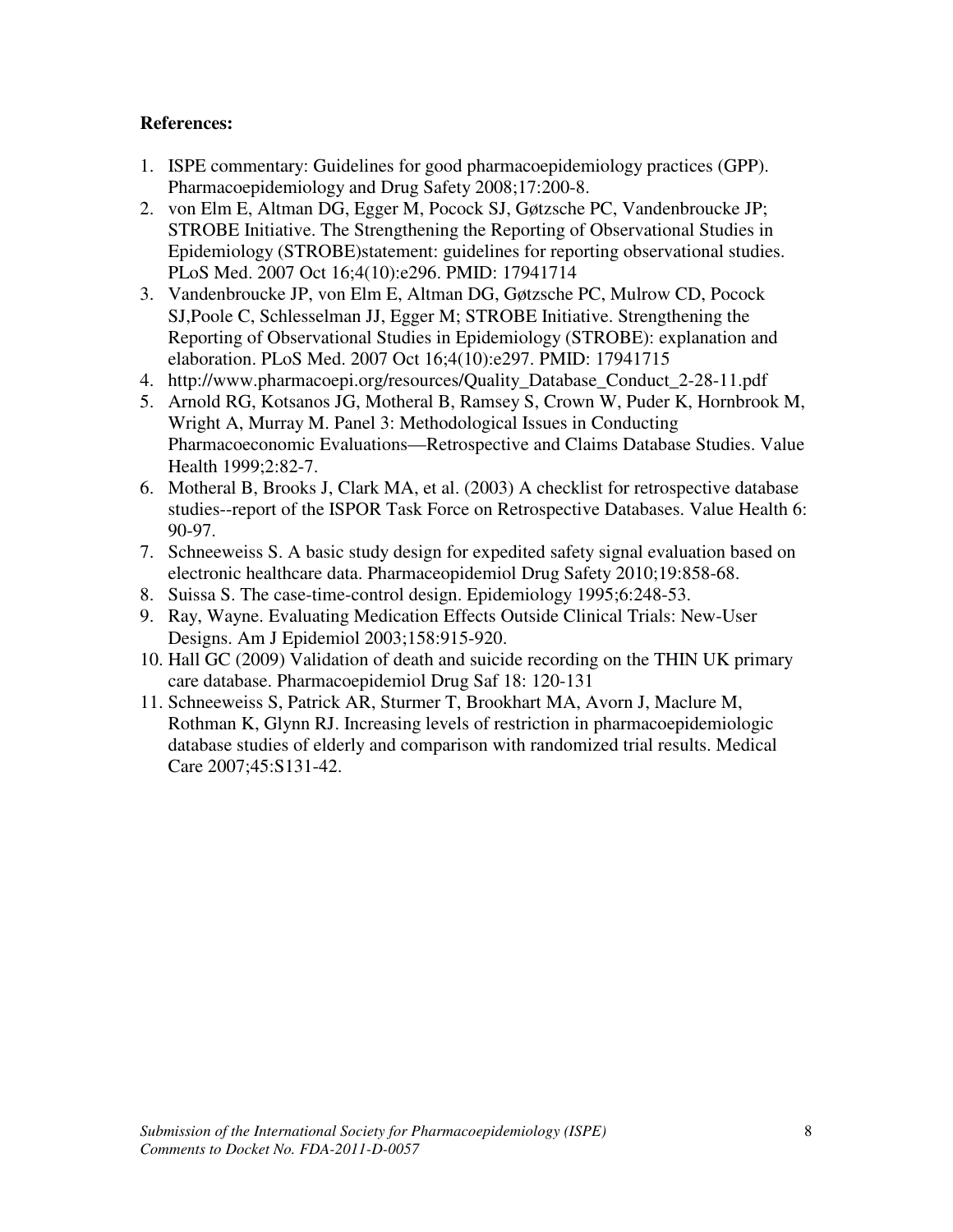**References:**

1. ISPE commentary: Guidelines for good pharmacoepidemiology practices (GPP). Pharmacoepidemiology and Drug Safety 2008;17:200-8.
2. von Elm E, Altman DG, Egger M, Pocock SJ, Gøtzsche PC, Vandenbroucke JP; STROBE Initiative. The Strengthening the Reporting of Observational Studies in Epidemiology (STROBE)statement: guidelines for reporting observational studies. PLoS Med. 2007 Oct 16;4(10):e296. PMID: 17941714
3. Vandenbroucke JP, von Elm E, Altman DG, Gøtzsche PC, Mulrow CD, Pocock SJ,Poole C, Schlesselman JJ, Egger M; STROBE Initiative. Strengthening the Reporting of Observational Studies in Epidemiology (STROBE): explanation and elaboration. PLoS Med. 2007 Oct 16;4(10):e297. PMID: 17941715
4. http://www.pharmacoepi.org/resources/Quality_Database_Conduct_2-28-11.pdf
5. Arnold RG, Kotsanos JG, Motheral B, Ramsey S, Crown W, Puder K, Hornbrook M, Wright A, Murray M. Panel 3: Methodological Issues in Conducting Pharmacoeconomic Evaluations—Retrospective and Claims Database Studies. Value Health 1999;2:82-7.
6. Motheral B, Brooks J, Clark MA, et al. (2003) A checklist for retrospective database studies--report of the ISPOR Task Force on Retrospective Databases. Value Health 6: 90-97.
7. Schneeweiss S. A basic study design for expedited safety signal evaluation based on electronic healthcare data. Pharmacoepidemiol Drug Safety 2010;19:858-68.
8. Suissa S. The case-time-control design. Epidemiology 1995;6:248-53.
9. Ray, Wayne. Evaluating Medication Effects Outside Clinical Trials: New-User Designs. Am J Epidemiol 2003;158:915-920.
10. Hall GC (2009) Validation of death and suicide recording on the THIN UK primary care database. Pharmacoepidemiol Drug Saf 18: 120-131
11. Schneeweiss S, Patrick AR, Sturmer T, Brookhart MA, Avorn J, Maclure M, Rothman K, Glynn RJ. Increasing levels of restriction in pharmacoepidemiologic database studies of elderly and comparison with randomized trial results. Medical Care 2007;45:S131-42.